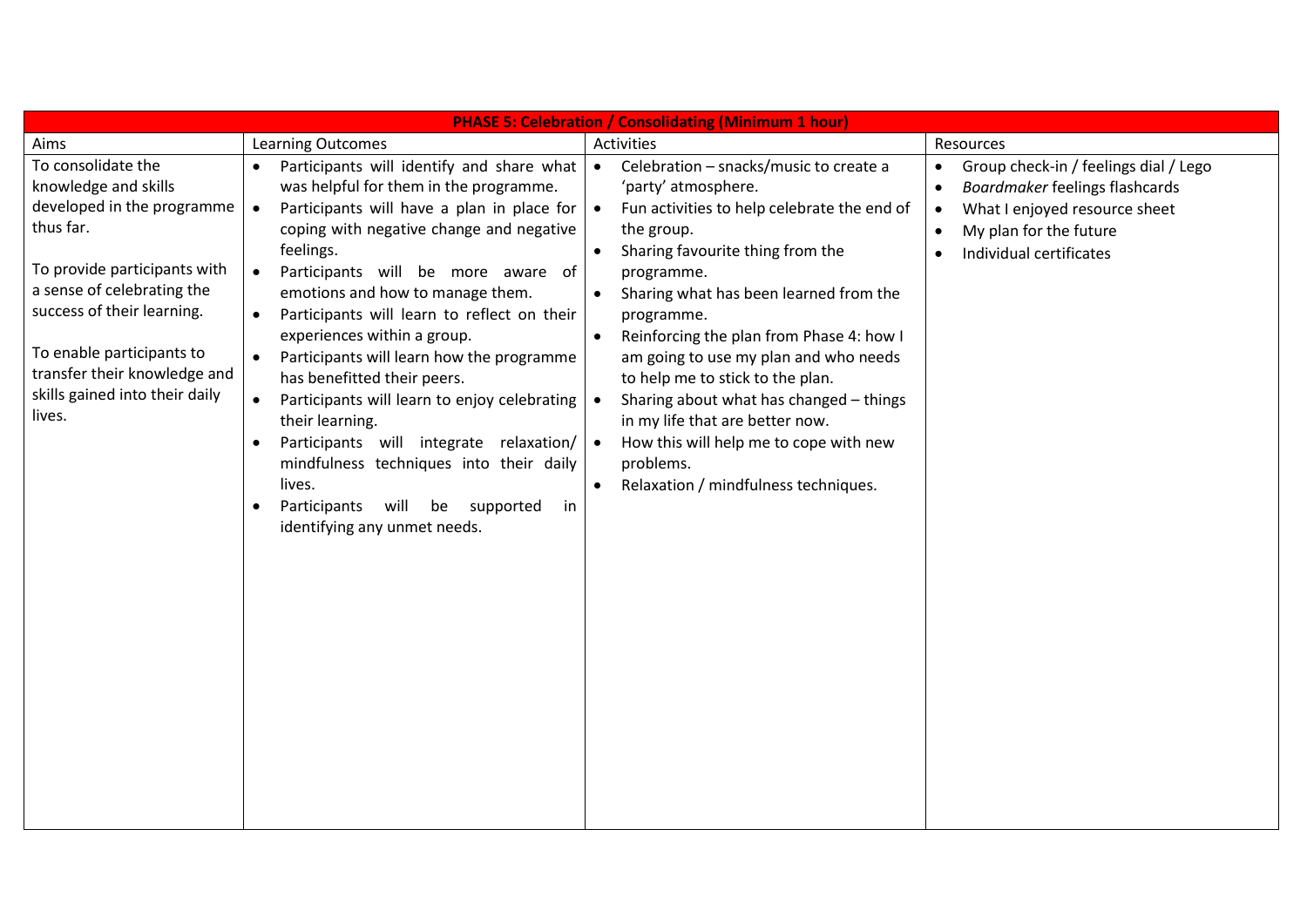| **PHASE 5: Celebration / Consolidating (Minimum 1 hour)** | | | |
|---|---|---|---|
| Aims | Learning Outcomes | Activities | Resources |
| To consolidate the knowledge and skills developed in the programme thus far.<br><br>To provide participants with a sense of celebrating the success of their learning.<br><br>To enable participants to transfer their knowledge and skills gained into their daily lives. | • Participants will identify and share what was helpful for them in the programme.<br>• Participants will have a plan in place for coping with negative change and negative feelings.<br>• Participants will be more aware of emotions and how to manage them.<br>• Participants will learn to reflect on their experiences within a group.<br>• Participants will learn how the programme has benefitted their peers.<br>• Participants will learn to enjoy celebrating their learning.<br>• Participants will integrate relaxation/ mindfulness techniques into their daily lives.<br>• Participants will be supported in identifying any unmet needs. | • Celebration – snacks/music to create a 'party' atmosphere.<br>• Fun activities to help celebrate the end of the group.<br>• Sharing favourite thing from the programme.<br>• Sharing what has been learned from the programme.<br>• Reinforcing the plan from Phase 4: how I am going to use my plan and who needs to help me to stick to the plan.<br>• Sharing about what has changed – things in my life that are better now.<br>• How this will help me to cope with new problems.<br>• Relaxation / mindfulness techniques. | • Group check-in / feelings dial / Lego<br>• *Boardmaker* feelings flashcards<br>• What I enjoyed resource sheet<br>• My plan for the future<br>• Individual certificates |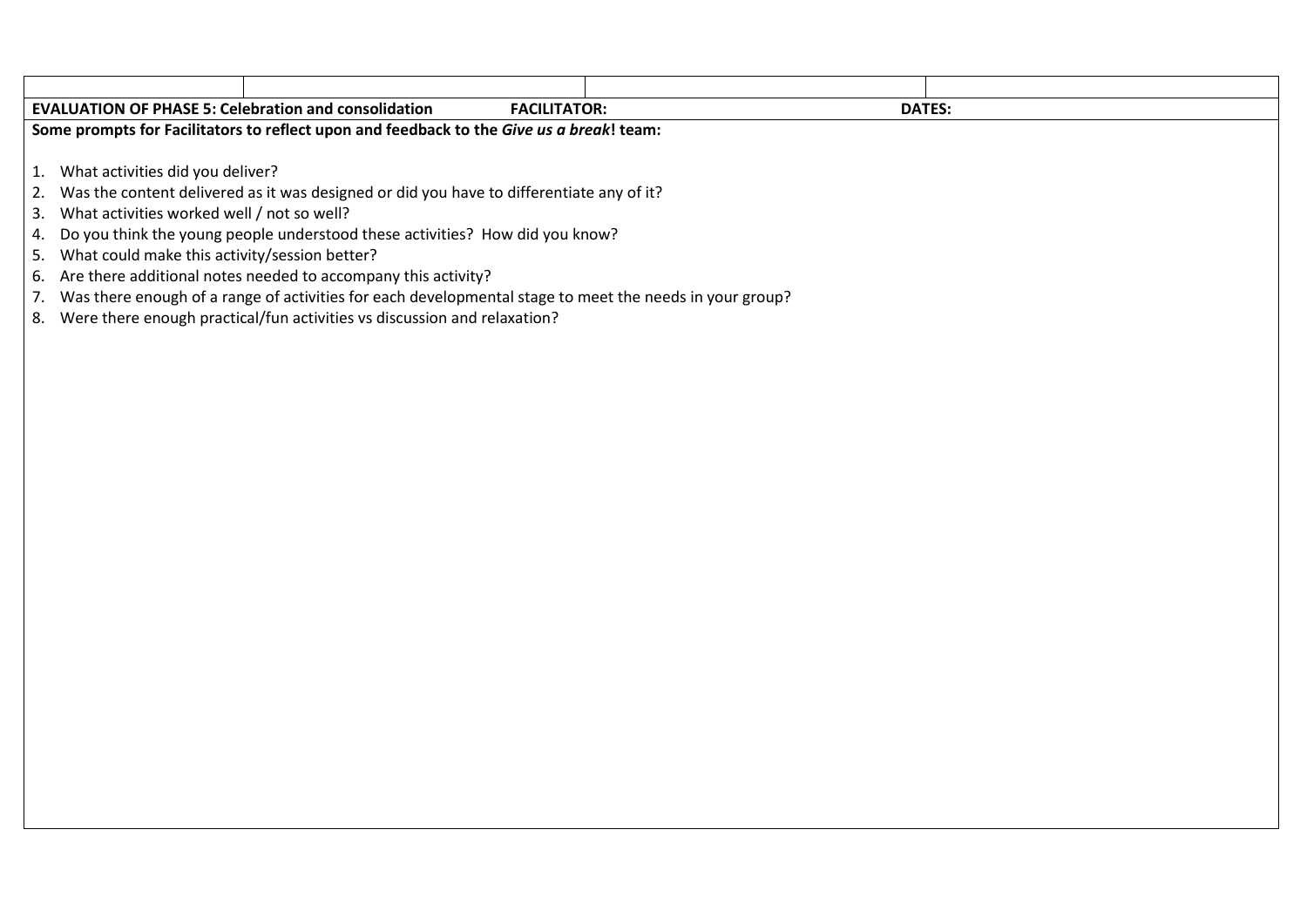| | | | |
|---|---|---|---|
| **EVALUATION OF PHASE 5: Celebration and consolidation** | | **FACILITATOR:** | **DATES:** |

**Some prompts for Facilitators to reflect upon and feedback to the *Give us a break*! team:**

1. What activities did you deliver?
2. Was the content delivered as it was designed or did you have to differentiate any of it?
3. What activities worked well / not so well?
4. Do you think the young people understood these activities? How did you know?
5. What could make this activity/session better?
6. Are there additional notes needed to accompany this activity?
7. Was there enough of a range of activities for each developmental stage to meet the needs in your group?
8. Were there enough practical/fun activities vs discussion and relaxation?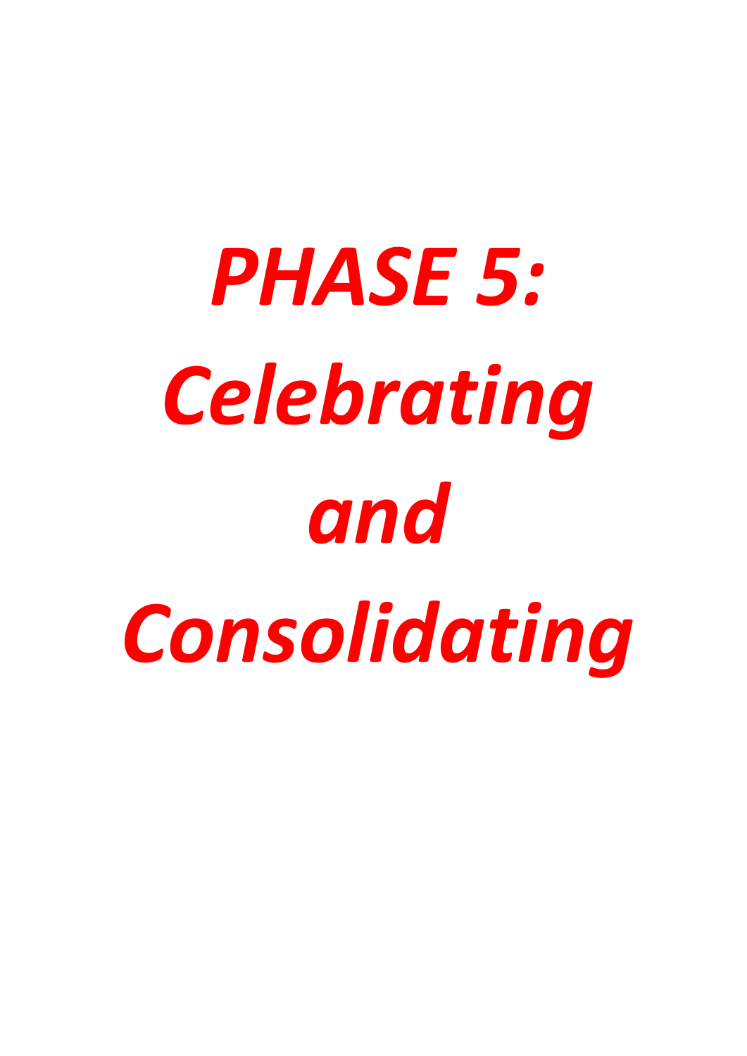# *PHASE 5: Celebrating and Consolidating*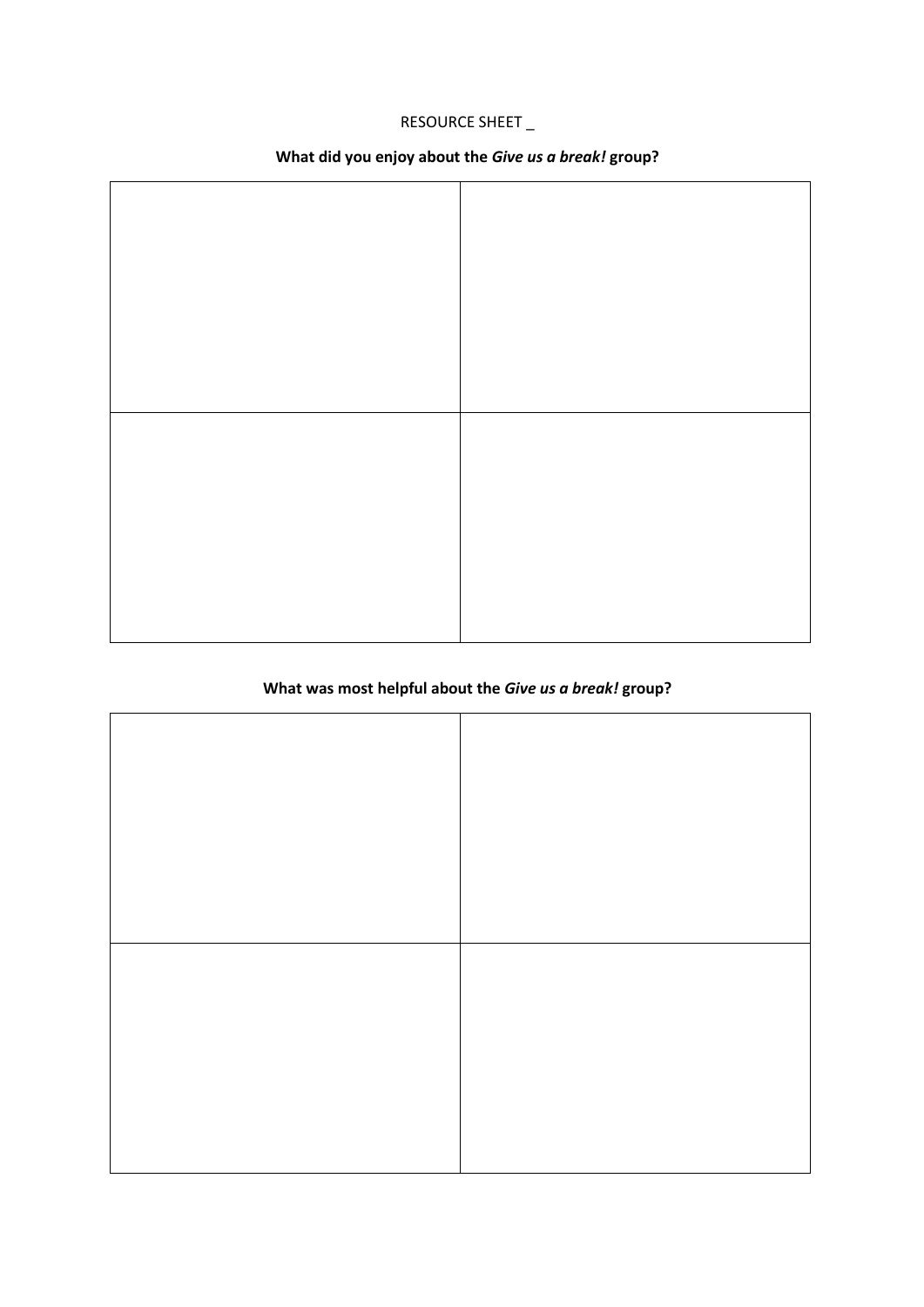RESOURCE SHEET _

**What did you enjoy about the *Give us a break!* group?**

| | |
|---|---|
| | |
| | |

**What was most helpful about the *Give us a break!* group?**

| | |
|---|---|
| | |
| | |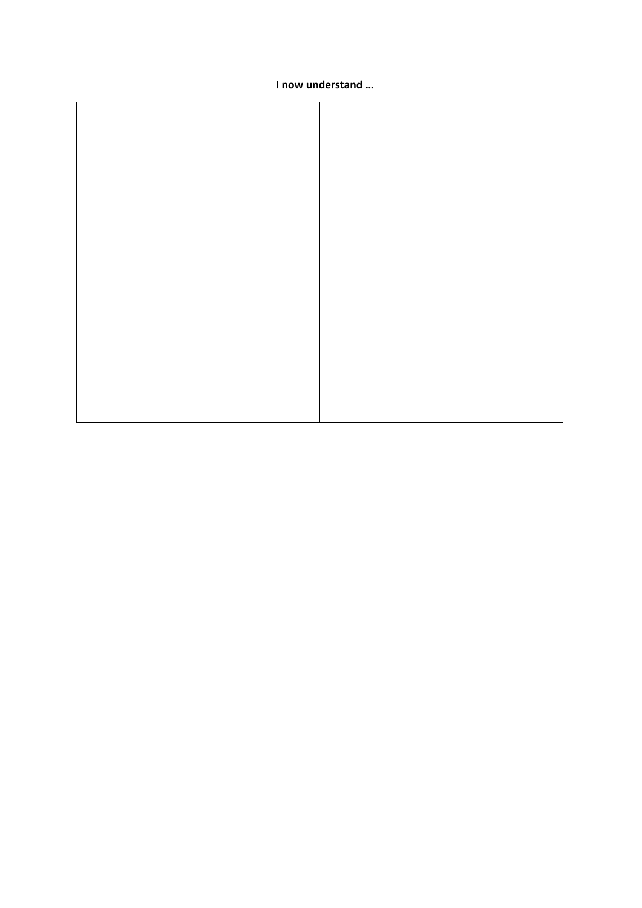**I now understand …**

| | |
|---|---|
| | |
| | |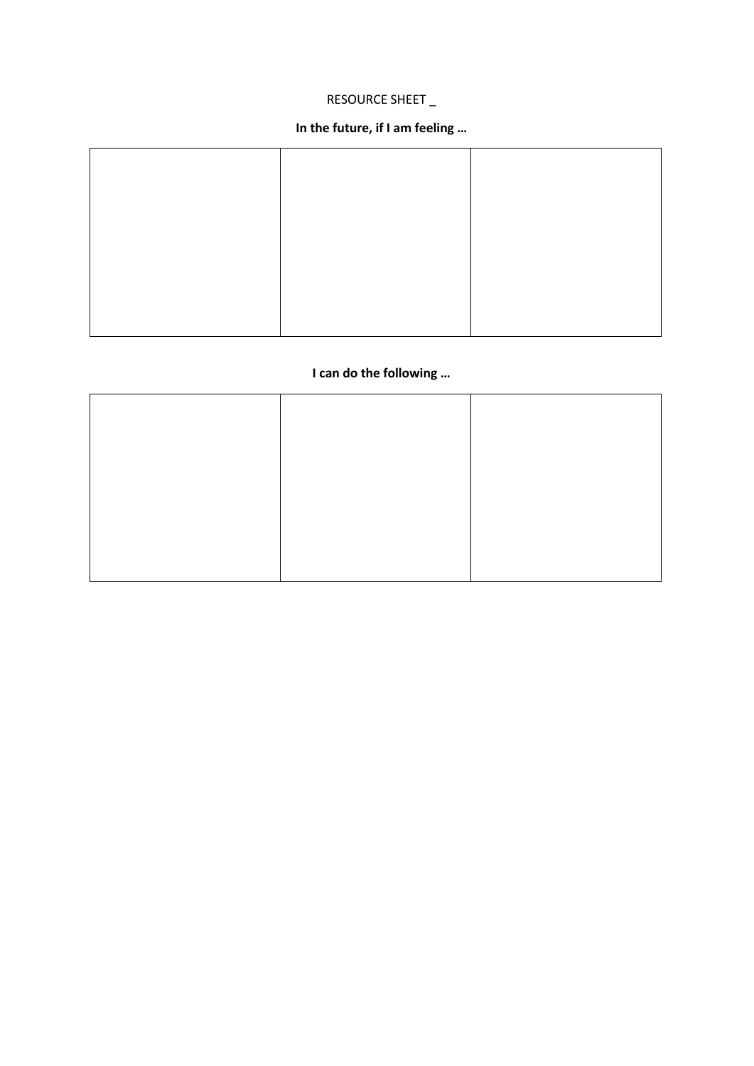RESOURCE SHEET _

**In the future, if I am feeling …**

| | | |
|---|---|---|
| | | |

**I can do the following …**

| | | |
|---|---|---|
| | | |